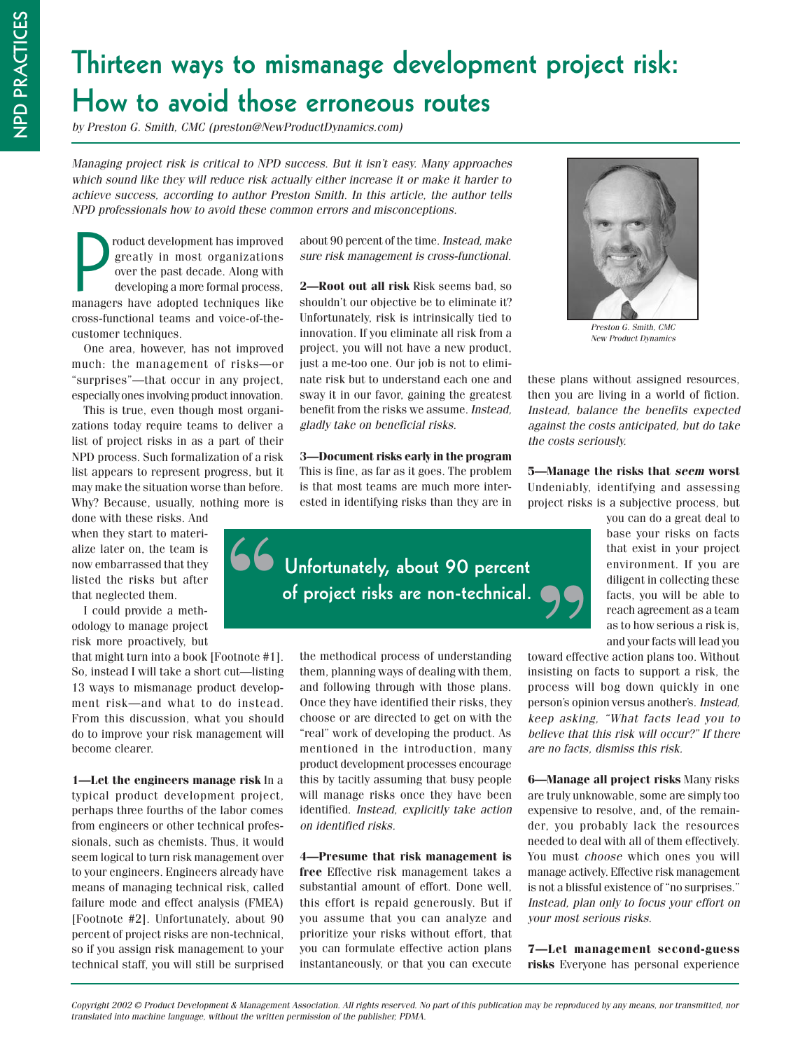# Thirteen ways to mismanage development project risk: How to avoid those erroneous routes

*by Preston G. Smith, CMC (preston@NewProductDynamics.com)*

*Managing project risk is critical to NPD success. But it isn't easy. Many approaches which sound like they will reduce risk actually either increase it or make it harder to achieve success, according to author Preston Smith. In this article, the author tells NPD professionals how to avoid these common errors and misconceptions.*

Preston G. Smith, CMC
New Product Dynamics

Product development has improved greatly in most organizations over the past decade. Along with developing a more formal process, managers have adopted techniques like cross-functional teams and voice-of-the-customer techniques.

One area, however, has not improved much: the management of risks—or "surprises"—that occur in any project, especially ones involving product innovation.

This is true, even though most organizations today require teams to deliver a list of project risks in as a part of their NPD process. Such formalization of a risk list appears to represent progress, but it may make the situation worse than before. Why? Because, usually, nothing more is done with these risks. And when they start to materialize later on, the team is now embarrassed that they listed the risks but after that neglected them.

I could provide a methodology to manage project risk more proactively, but that might turn into a book [Footnote #1]. So, instead I will take a short cut—listing 13 ways to mismanage product development risk—and what to do instead. From this discussion, what you should do to improve your risk management will become clearer.

**1—Let the engineers manage risk** In a typical product development project, perhaps three fourths of the labor comes from engineers or other technical professionals, such as chemists. Thus, it would seem logical to turn risk management over to your engineers. Engineers already have means of managing technical risk, called failure mode and effect analysis (FMEA) [Footnote #2]. Unfortunately, about 90 percent of project risks are non-technical, so if you assign risk management to your technical staff, you will still be surprised about 90 percent of the time. *Instead, make sure risk management is cross-functional.*

**2—Root out all risk** Risk seems bad, so shouldn't our objective be to eliminate it? Unfortunately, risk is intrinsically tied to innovation. If you eliminate all risk from a project, you will not have a new product, just a me-too one. Our job is not to eliminate risk but to understand each one and sway it in our favor, gaining the greatest benefit from the risks we assume. *Instead, gladly take on beneficial risks.*

**3—Document risks early in the program** This is fine, as far as it goes. The problem is that most teams are much more interested in identifying risks than they are in the methodical process of understanding them, planning ways of dealing with them, and following through with those plans. Once they have identified their risks, they choose or are directed to get on with the "real" work of developing the product. As mentioned in the introduction, many product development processes encourage this by tacitly assuming that busy people will manage risks once they have been identified. *Instead, explicitly take action on identified risks.*

> Unfortunately, about 90 percent of project risks are non-technical.

**4—Presume that risk management is free** Effective risk management takes a substantial amount of effort. Done well, this effort is repaid generously. But if you assume that you can analyze and prioritize your risks without effort, that you can formulate effective action plans instantaneously, or that you can execute these plans without assigned resources, then you are living in a world of fiction. *Instead, balance the benefits expected against the costs anticipated, but do take the costs seriously.*

**5—Manage the risks that *seem* worst** Undeniably, identifying and assessing project risks is a subjective process, but you can do a great deal to base your risks on facts that exist in your project environment. If you are diligent in collecting these facts, you will be able to reach agreement as a team as to how serious a risk is, and your facts will lead you toward effective action plans too. Without insisting on facts to support a risk, the process will bog down quickly in one person's opinion versus another's. *Instead, keep asking, "What facts lead you to believe that this risk will occur?" If there are no facts, dismiss this risk.*

**6—Manage all project risks** Many risks are truly unknowable, some are simply too expensive to resolve, and, of the remainder, you probably lack the resources needed to deal with all of them effectively. You must *choose* which ones you will manage actively. Effective risk management is not a blissful existence of "no surprises." *Instead, plan only to focus your effort on your most serious risks.*

**7—Let management second-guess risks** Everyone has personal experience

*Copyright 2002 © Product Development & Management Association. All rights reserved. No part of this publication may be reproduced by any means, nor transmitted, nor translated into machine language, without the written permission of the publisher, PDMA.*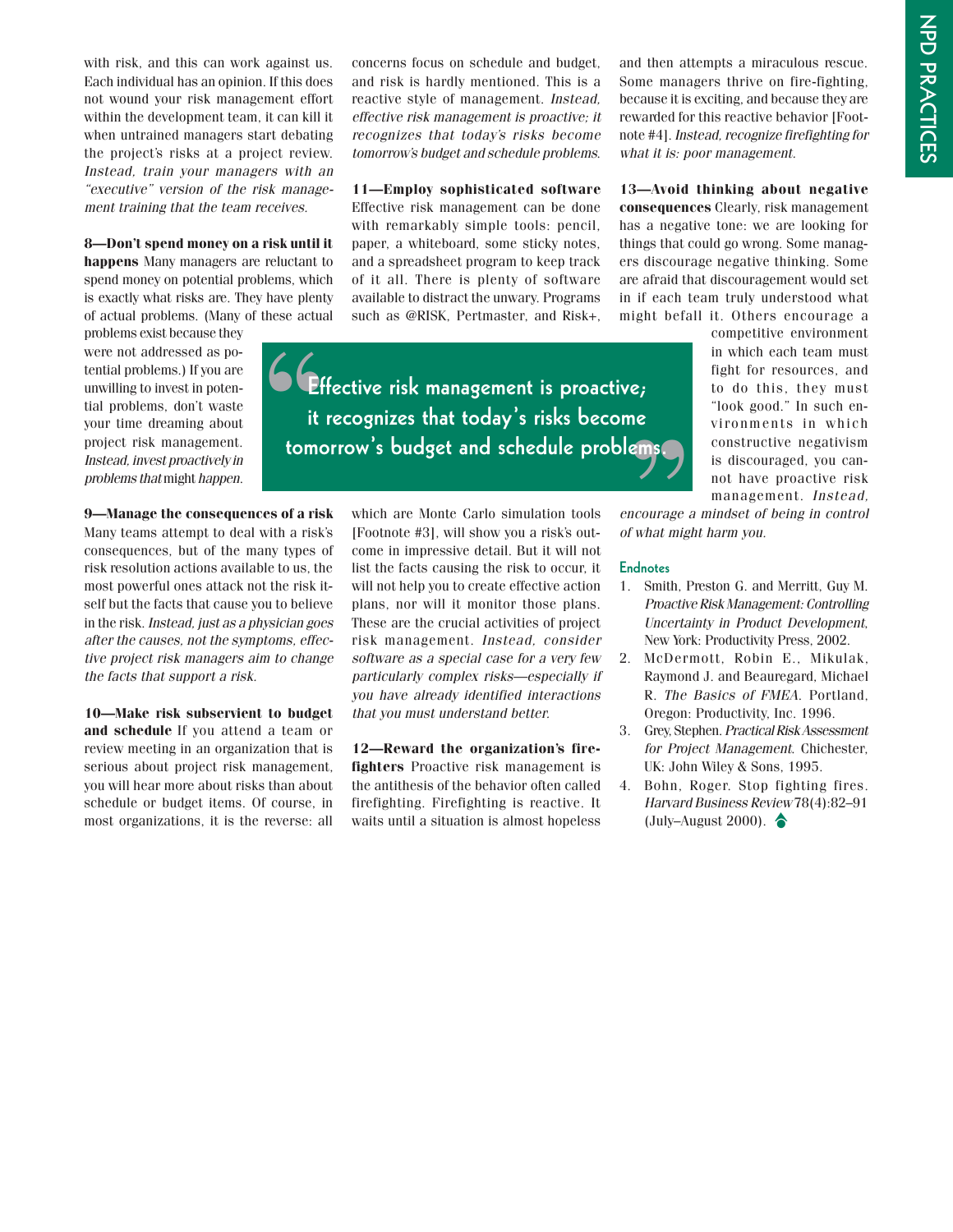with risk, and this can work against us. Each individual has an opinion. If this does not wound your risk management effort within the development team, it can kill it when untrained managers start debating the project's risks at a project review. *Instead, train your managers with an "executive" version of the risk management training that the team receives.*

**8—Don't spend money on a risk until it happens** Many managers are reluctant to spend money on potential problems, which is exactly what risks are. They have plenty of actual problems. (Many of these actual problems exist because they were not addressed as potential problems.) If you are unwilling to invest in potential problems, don't waste your time dreaming about project risk management. *Instead, invest proactively in problems that* might *happen.*

**9—Manage the consequences of a risk** Many teams attempt to deal with a risk's consequences, but of the many types of risk resolution actions available to us, the most powerful ones attack not the risk itself but the facts that cause you to believe in the risk. *Instead, just as a physician goes after the causes, not the symptoms, effective project risk managers aim to change the facts that support a risk.*

**10—Make risk subservient to budget and schedule** If you attend a team or review meeting in an organization that is serious about project risk management, you will hear more about risks than about schedule or budget items. Of course, in most organizations, it is the reverse: all concerns focus on schedule and budget, and risk is hardly mentioned. This is a reactive style of management. *Instead, effective risk management is proactive; it recognizes that today's risks become tomorrow's budget and schedule problems.*

**11—Employ sophisticated software** Effective risk management can be done with remarkably simple tools: pencil, paper, a whiteboard, some sticky notes, and a spreadsheet program to keep track of it all. There is plenty of software available to distract the unwary. Programs such as @RISK, Pertmaster, and Risk+, which are Monte Carlo simulation tools [Footnote #3], will show you a risk's outcome in impressive detail. But it will not list the facts causing the risk to occur, it will not help you to create effective action plans, nor will it monitor those plans. These are the crucial activities of project risk management. *Instead, consider software as a special case for a very few particularly complex risks—especially if you have already identified interactions that you must understand better.*

> "Effective risk management is proactive; it recognizes that today's risks become tomorrow's budget and schedule problems."

**12—Reward the organization's firefighters** Proactive risk management is the antithesis of the behavior often called firefighting. Firefighting is reactive. It waits until a situation is almost hopeless and then attempts a miraculous rescue. Some managers thrive on fire-fighting, because it is exciting, and because they are rewarded for this reactive behavior [Footnote #4]. *Instead, recognize firefighting for what it is: poor management.*

**13—Avoid thinking about negative consequences** Clearly, risk management has a negative tone: we are looking for things that could go wrong. Some managers discourage negative thinking. Some are afraid that discouragement would set in if each team truly understood what might befall it. Others encourage a competitive environment in which each team must fight for resources, and to do this, they must "look good." In such environments in which constructive negativism is discouraged, you cannot have proactive risk management. *Instead, encourage a mindset of being in control of what might harm you.*

## Endnotes

1. Smith, Preston G. and Merritt, Guy M. *Proactive Risk Management: Controlling Uncertainty in Product Development*, New York: Productivity Press, 2002.
2. McDermott, Robin E., Mikulak, Raymond J. and Beauregard, Michael R. *The Basics of FMEA*. Portland, Oregon: Productivity, Inc. 1996.
3. Grey, Stephen. *Practical Risk Assessment for Project Management*. Chichester, UK: John Wiley & Sons, 1995.
4. Bohn, Roger. Stop fighting fires. *Harvard Business Review* 78(4):82–91 (July–August 2000).